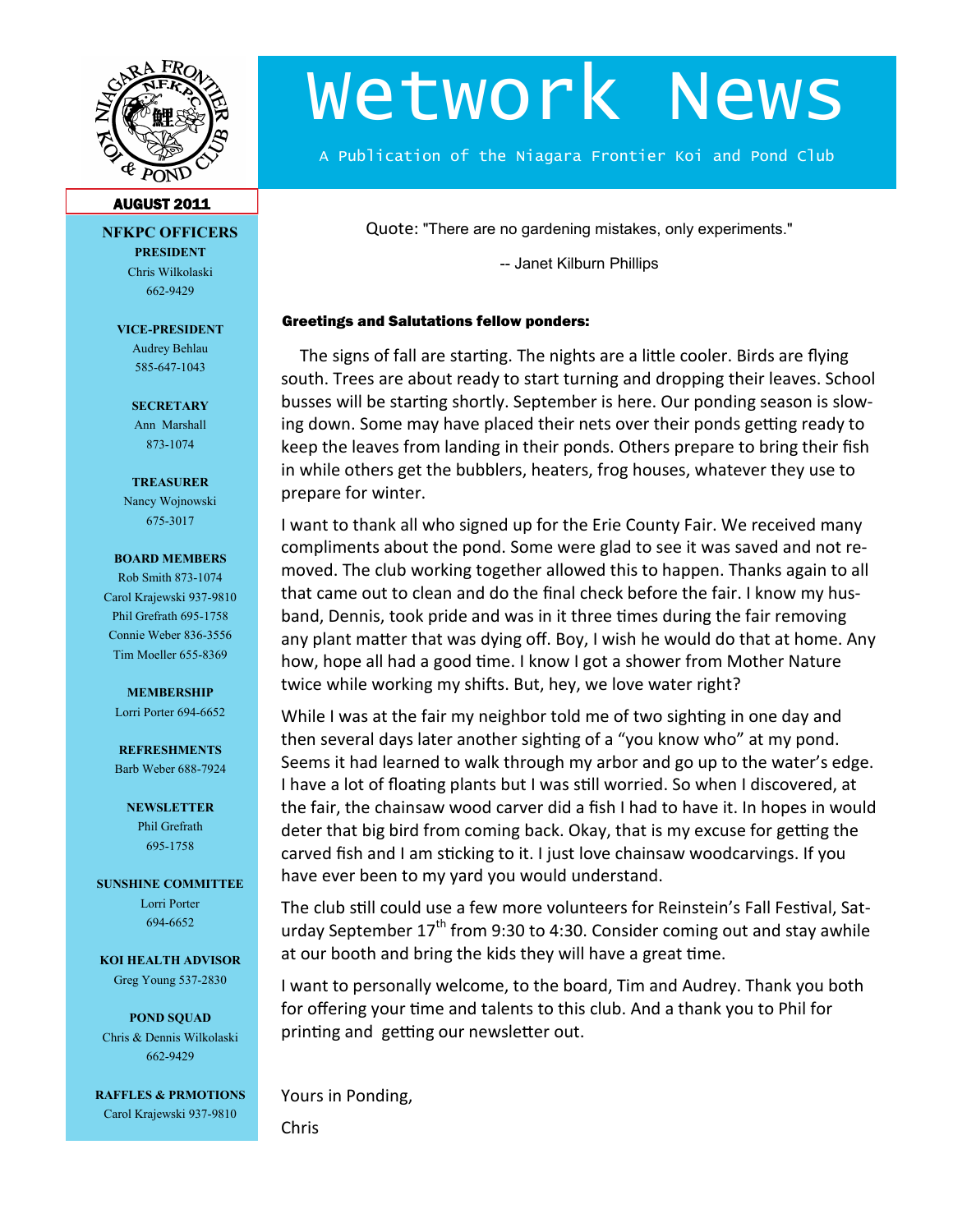# Wetwork News

A Publication of the Niagara Frontier Koi and Pond Club

**AUGUST 2011**

## NFKPC OFFICERS

**PRESIDENT**
Chris Wilkolaski
662-9429

**VICE-PRESIDENT**
Audrey Behlau
585-647-1043

**SECRETARY**
Ann Marshall
873-1074

**TREASURER**
Nancy Wojnowski
675-3017

**BOARD MEMBERS**
Rob Smith 873-1074
Carol Krajewski 937-9810
Phil Grefrath 695-1758
Connie Weber 836-3556
Tim Moeller 655-8369

**MEMBERSHIP**
Lorri Porter 694-6652

**REFRESHMENTS**
Barb Weber 688-7924

**NEWSLETTER**
Phil Grefrath
695-1758

**SUNSHINE COMMITTEE**
Lorri Porter
694-6652

**KOI HEALTH ADVISOR**
Greg Young 537-2830

**POND SQUAD**
Chris & Dennis Wilkolaski
662-9429

**RAFFLES & PRMOTIONS**
Carol Krajewski 937-9810

Quote: "There are no gardening mistakes, only experiments."

-- Janet Kilburn Phillips

**Greetings and Salutations fellow ponders:**

The signs of fall are starting. The nights are a little cooler. Birds are flying south. Trees are about ready to start turning and dropping their leaves. School busses will be starting shortly. September is here. Our ponding season is slowing down. Some may have placed their nets over their ponds getting ready to keep the leaves from landing in their ponds. Others prepare to bring their fish in while others get the bubblers, heaters, frog houses, whatever they use to prepare for winter.

I want to thank all who signed up for the Erie County Fair. We received many compliments about the pond. Some were glad to see it was saved and not removed. The club working together allowed this to happen. Thanks again to all that came out to clean and do the final check before the fair. I know my husband, Dennis, took pride and was in it three times during the fair removing any plant matter that was dying off. Boy, I wish he would do that at home. Any how, hope all had a good time. I know I got a shower from Mother Nature twice while working my shifts. But, hey, we love water right?

While I was at the fair my neighbor told me of two sighting in one day and then several days later another sighting of a "you know who" at my pond. Seems it had learned to walk through my arbor and go up to the water's edge. I have a lot of floating plants but I was still worried. So when I discovered, at the fair, the chainsaw wood carver did a fish I had to have it. In hopes in would deter that big bird from coming back. Okay, that is my excuse for getting the carved fish and I am sticking to it. I just love chainsaw woodcarvings. If you have ever been to my yard you would understand.

The club still could use a few more volunteers for Reinstein's Fall Festival, Saturday September 17th from 9:30 to 4:30. Consider coming out and stay awhile at our booth and bring the kids they will have a great time.

I want to personally welcome, to the board, Tim and Audrey. Thank you both for offering your time and talents to this club. And a thank you to Phil for printing and getting our newsletter out.

Yours in Ponding,

Chris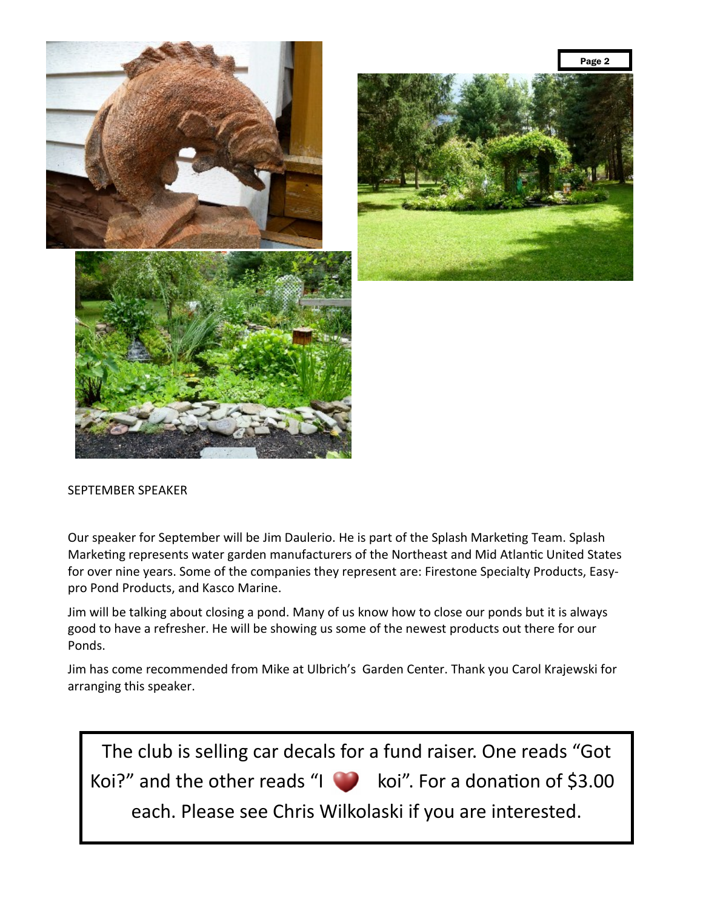## SEPTEMBER SPEAKER

Our speaker for September will be Jim Daulerio. He is part of the Splash Marketing Team. Splash Marketing represents water garden manufacturers of the Northeast and Mid Atlantic United States for over nine years. Some of the companies they represent are: Firestone Specialty Products, Easy-pro Pond Products, and Kasco Marine.

Jim will be talking about closing a pond. Many of us know how to close our ponds but it is always good to have a refresher. He will be showing us some of the newest products out there for our Ponds.

Jim has come recommended from Mike at Ulbrich's Garden Center. Thank you Carol Krajewski for arranging this speaker.

The club is selling car decals for a fund raiser. One reads "Got Koi?" and the other reads "I ❤ koi". For a donation of $3.00 each. Please see Chris Wilkolaski if you are interested.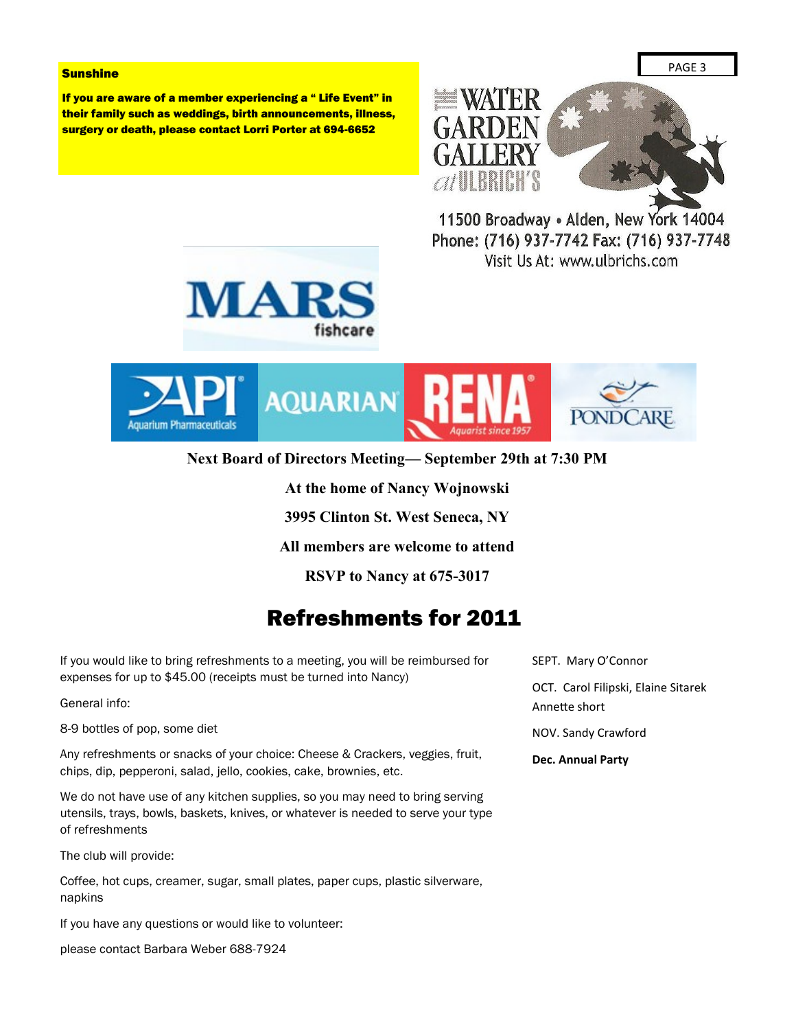**Sunshine**

**If you are aware of a member experiencing a " Life Event" in their family such as weddings, birth announcements, illness, surgery or death, please contact Lorri Porter at 694-6652**

THE WATER GARDEN GALLERY at ULBRICH'S

11500 Broadway • Alden, New York 14004
Phone: (716) 937-7742 Fax: (716) 937-7748
Visit Us At: www.ulbrichs.com

MARS fishcare

API Aquarium Pharmaceuticals | AQUARIAN | RENA Aquarist since 1957 | PONDCARE

**Next Board of Directors Meeting— September 29th at 7:30 PM**

**At the home of Nancy Wojnowski**

**3995 Clinton St. West Seneca, NY**

**All members are welcome to attend**

**RSVP to Nancy at 675-3017**

# Refreshments for 2011

If you would like to bring refreshments to a meeting, you will be reimbursed for expenses for up to $45.00 (receipts must be turned into Nancy)

General info:

8-9 bottles of pop, some diet

Any refreshments or snacks of your choice: Cheese & Crackers, veggies, fruit, chips, dip, pepperoni, salad, jello, cookies, cake, brownies, etc.

We do not have use of any kitchen supplies, so you may need to bring serving utensils, trays, bowls, baskets, knives, or whatever is needed to serve your type of refreshments

The club will provide:

Coffee, hot cups, creamer, sugar, small plates, paper cups, plastic silverware, napkins

If you have any questions or would like to volunteer:

please contact Barbara Weber 688-7924

SEPT. Mary O'Connor

OCT. Carol Filipski, Elaine Sitarek Annette short

NOV. Sandy Crawford

**Dec. Annual Party**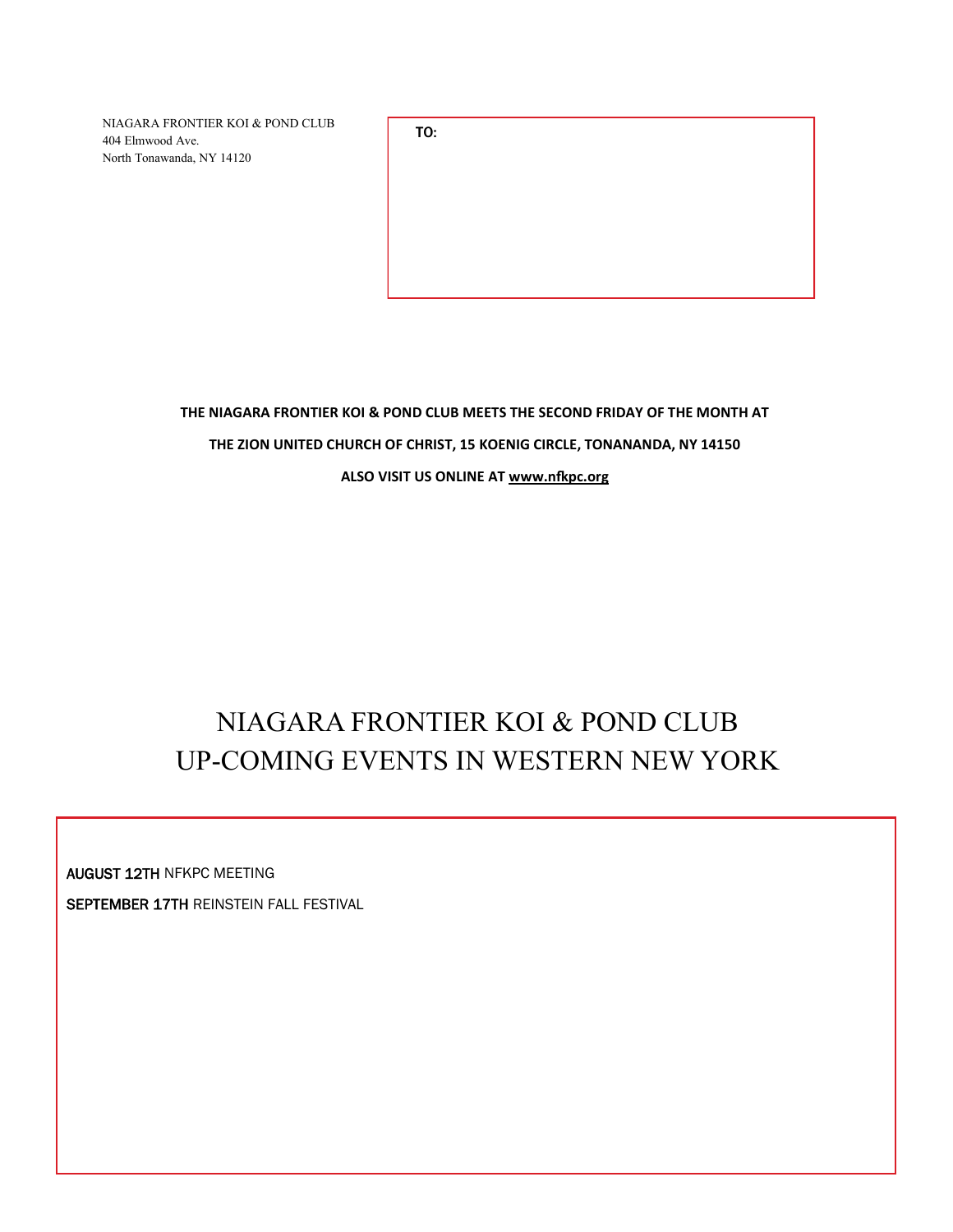NIAGARA FRONTIER KOI & POND CLUB
404 Elmwood Ave.
North Tonawanda, NY 14120

**TO:**

**THE NIAGARA FRONTIER KOI & POND CLUB MEETS THE SECOND FRIDAY OF THE MONTH AT**

**THE ZION UNITED CHURCH OF CHRIST, 15 KOENIG CIRCLE, TONANANDA, NY 14150**

**ALSO VISIT US ONLINE AT www.nfkpc.org**

# NIAGARA FRONTIER KOI & POND CLUB
# UP-COMING EVENTS IN WESTERN NEW YORK

**AUGUST 12TH** NFKPC MEETING

**SEPTEMBER 17TH** REINSTEIN FALL FESTIVAL